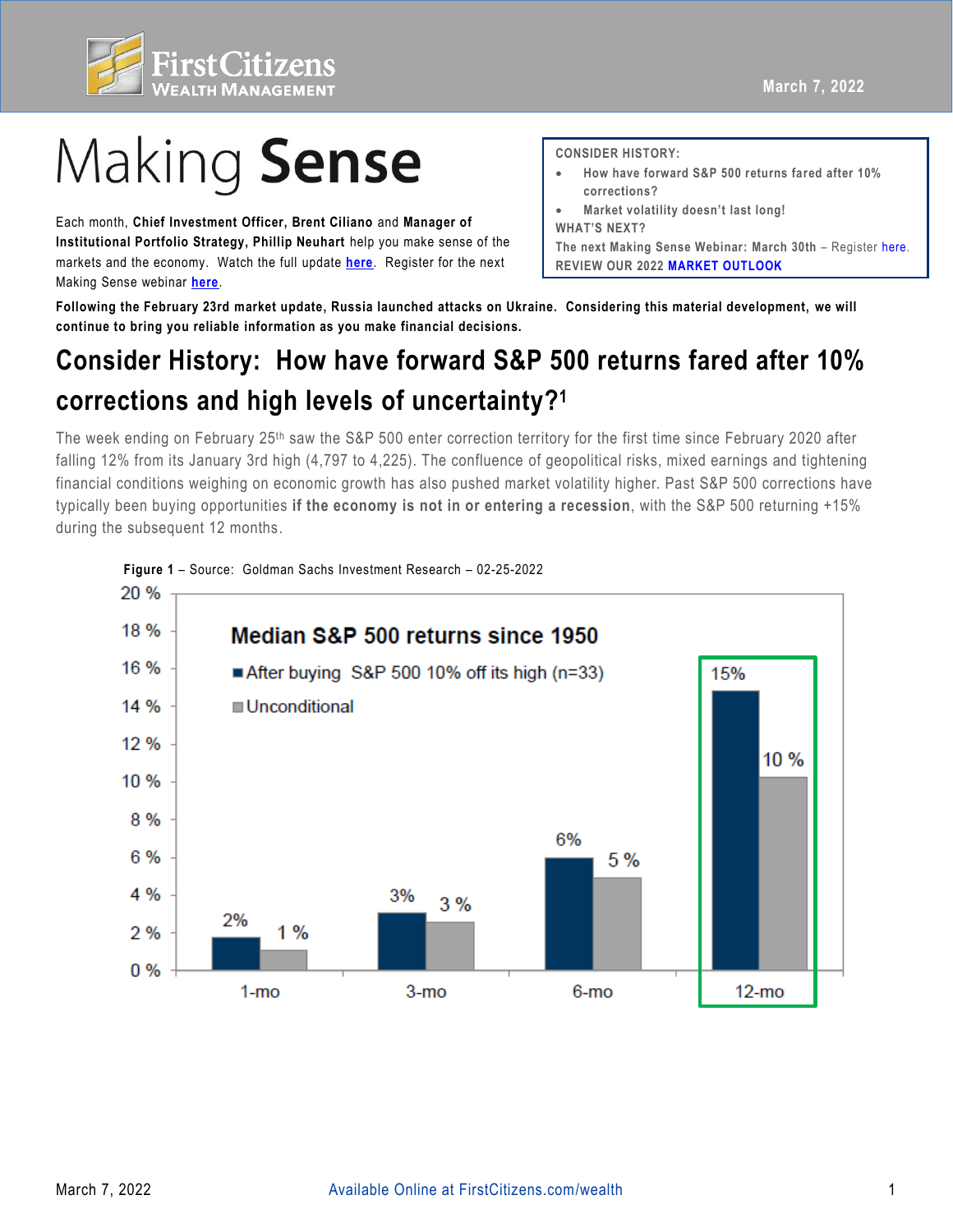# Making **Sense**

Each month, **Chief Investment Officer, Brent Ciliano** and **Manager of Institutional Portfolio Strategy, Phillip Neuhart** help you make sense of the markets and the economy. Watch the full update **here**. Register for the next Making Sense webinar **here**.

**CONSIDER HISTORY:**

- How have forward S&P 500 returns fared after 10% corrections?
- Market volatility doesn't last long!

**WHAT'S NEXT?**

**The next Making Sense Webinar: March 30th** – Register here.

**REVIEW OUR 2022 MARKET OUTLOOK**

**Following the February 23rd market update, Russia launched attacks on Ukraine. Considering this material development, we will continue to bring you reliable information as you make financial decisions.**

## Consider History: How have forward S&P 500 returns fared after 10% corrections and high levels of uncertainty?[1]

The week ending on February 25th saw the S&P 500 enter correction territory for the first time since February 2020 after falling 12% from its January 3rd high (4,797 to 4,225). The confluence of geopolitical risks, mixed earnings and tightening financial conditions weighing on economic growth has also pushed market volatility higher. Past S&P 500 corrections have typically been buying opportunities **if the economy is not in or entering a recession**, with the S&P 500 returning +15% during the subsequent 12 months.

**Figure 1** – Source: Goldman Sachs Investment Research – 02-25-2022

**Median S&P 500 returns since 1950**

| | 1-mo | 3-mo | 6-mo | 12-mo |
|---|---|---|---|---|
| After buying S&P 500 10% off its high (n=33) | 2% | 3% | 6% | 15% |
| Unconditional | 1 % | 3 % | 5 % | 10 % |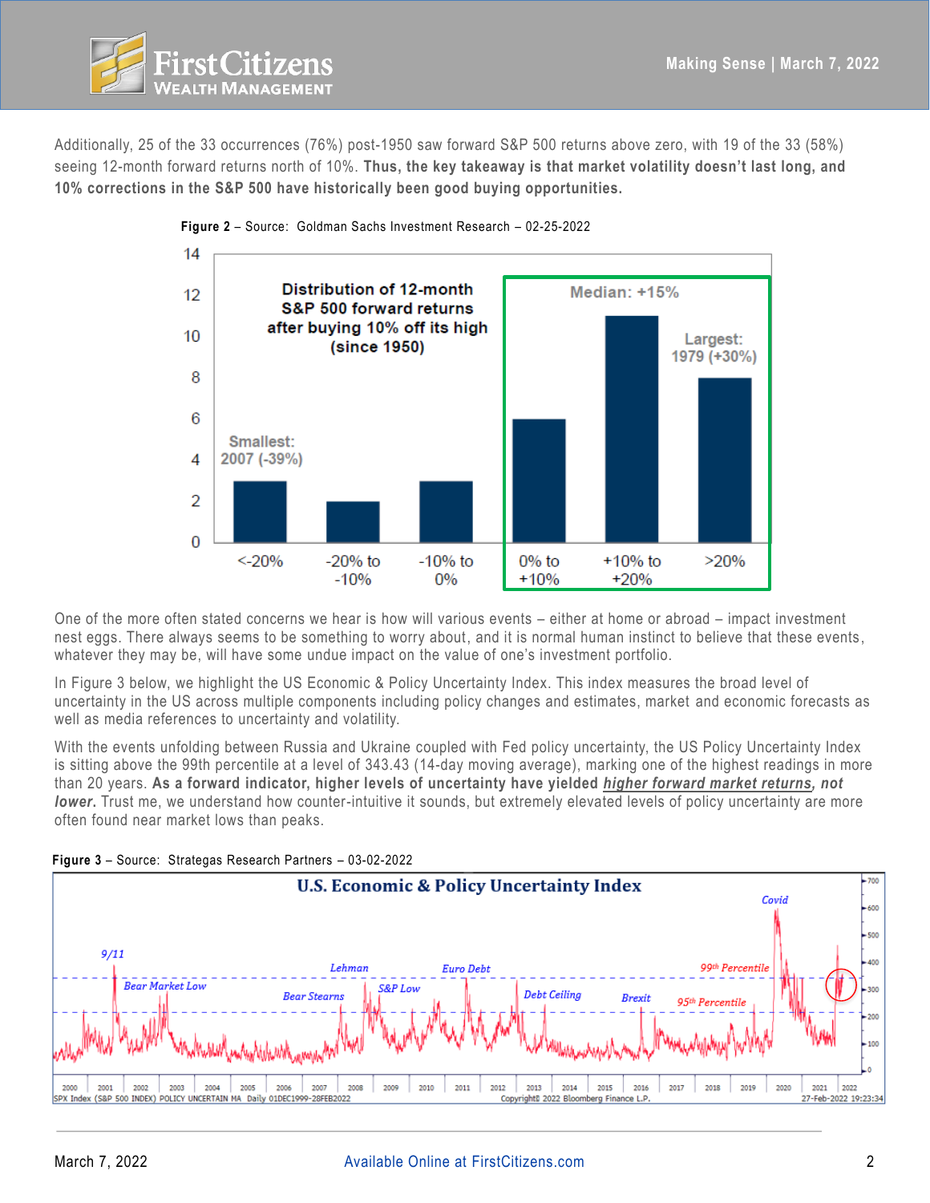Additionally, 25 of the 33 occurrences (76%) post-1950 saw forward S&P 500 returns above zero, with 19 of the 33 (58%) seeing 12-month forward returns north of 10%. **Thus, the key takeaway is that market volatility doesn't last long, and 10% corrections in the S&P 500 have historically been good buying opportunities.**

**Figure 2** – Source: Goldman Sachs Investment Research – 02-25-2022

One of the more often stated concerns we hear is how will various events – either at home or abroad – impact investment nest eggs. There always seems to be something to worry about, and it is normal human instinct to believe that these events, whatever they may be, will have some undue impact on the value of one's investment portfolio.

In Figure 3 below, we highlight the US Economic & Policy Uncertainty Index. This index measures the broad level of uncertainty in the US across multiple components including policy changes and estimates, market and economic forecasts as well as media references to uncertainty and volatility.

With the events unfolding between Russia and Ukraine coupled with Fed policy uncertainty, the US Policy Uncertainty Index is sitting above the 99th percentile at a level of 343.43 (14-day moving average), marking one of the highest readings in more than 20 years. **As a forward indicator, higher levels of uncertainty have yielded *higher forward market returns*, *not lower*.** Trust me, we understand how counter-intuitive it sounds, but extremely elevated levels of policy uncertainty are more often found near market lows than peaks.

**Figure 3** – Source: Strategas Research Partners – 03-02-2022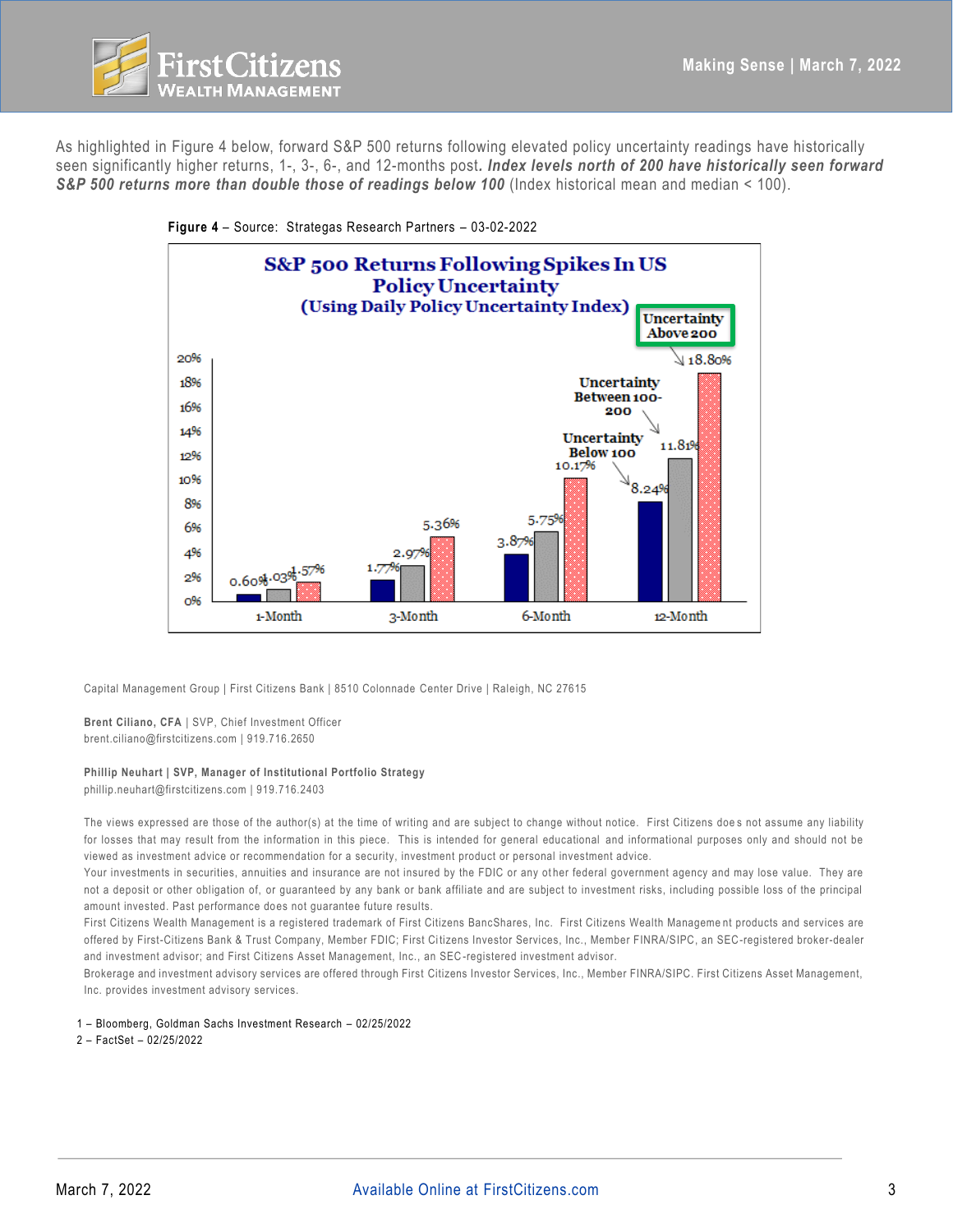As highlighted in Figure 4 below, forward S&P 500 returns following elevated policy uncertainty readings have historically seen significantly higher returns, 1-, 3-, 6-, and 12-months post. ***Index levels north of 200 have historically seen forward S&P 500 returns more than double those of readings below 100*** (Index historical mean and median < 100).

**Figure 4** – Source: Strategas Research Partners – 03-02-2022

S&P 500 Returns Following Spikes In US Policy Uncertainty
(Using Daily Policy Uncertainty Index)

Uncertainty Above 200
Uncertainty Between 100-200
Uncertainty Below 100

20%
18%
16%
14%
12%
10%
8%
6%
4%
2%
0%

1-Month: 0.60% 1.03% 1.57%
3-Month: 1.77% 2.97% 5.36%
6-Month: 3.87% 5.75% 10.17%
12-Month: 8.24% 11.81% 18.80%

Capital Management Group | First Citizens Bank | 8510 Colonnade Center Drive | Raleigh, NC 27615

**Brent Ciliano, CFA** | SVP, Chief Investment Officer
brent.ciliano@firstcitizens.com | 919.716.2650

**Phillip Neuhart | SVP, Manager of Institutional Portfolio Strategy**
phillip.neuhart@firstcitizens.com | 919.716.2403

The views expressed are those of the author(s) at the time of writing and are subject to change without notice. First Citizens does not assume any liability for losses that may result from the information in this piece. This is intended for general educational and informational purposes only and should not be viewed as investment advice or recommendation for a security, investment product or personal investment advice.
Your investments in securities, annuities and insurance are not insured by the FDIC or any other federal government agency and may lose value. They are not a deposit or other obligation of, or guaranteed by any bank or bank affiliate and are subject to investment risks, including possible loss of the principal amount invested. Past performance does not guarantee future results.
First Citizens Wealth Management is a registered trademark of First Citizens BancShares, Inc. First Citizens Wealth Management products and services are offered by First-Citizens Bank & Trust Company, Member FDIC; First Citizens Investor Services, Inc., Member FINRA/SIPC, an SEC-registered broker-dealer and investment advisor; and First Citizens Asset Management, Inc., an SEC-registered investment advisor.
Brokerage and investment advisory services are offered through First Citizens Investor Services, Inc., Member FINRA/SIPC. First Citizens Asset Management, Inc. provides investment advisory services.

1 – Bloomberg, Goldman Sachs Investment Research – 02/25/2022
2 – FactSet – 02/25/2022